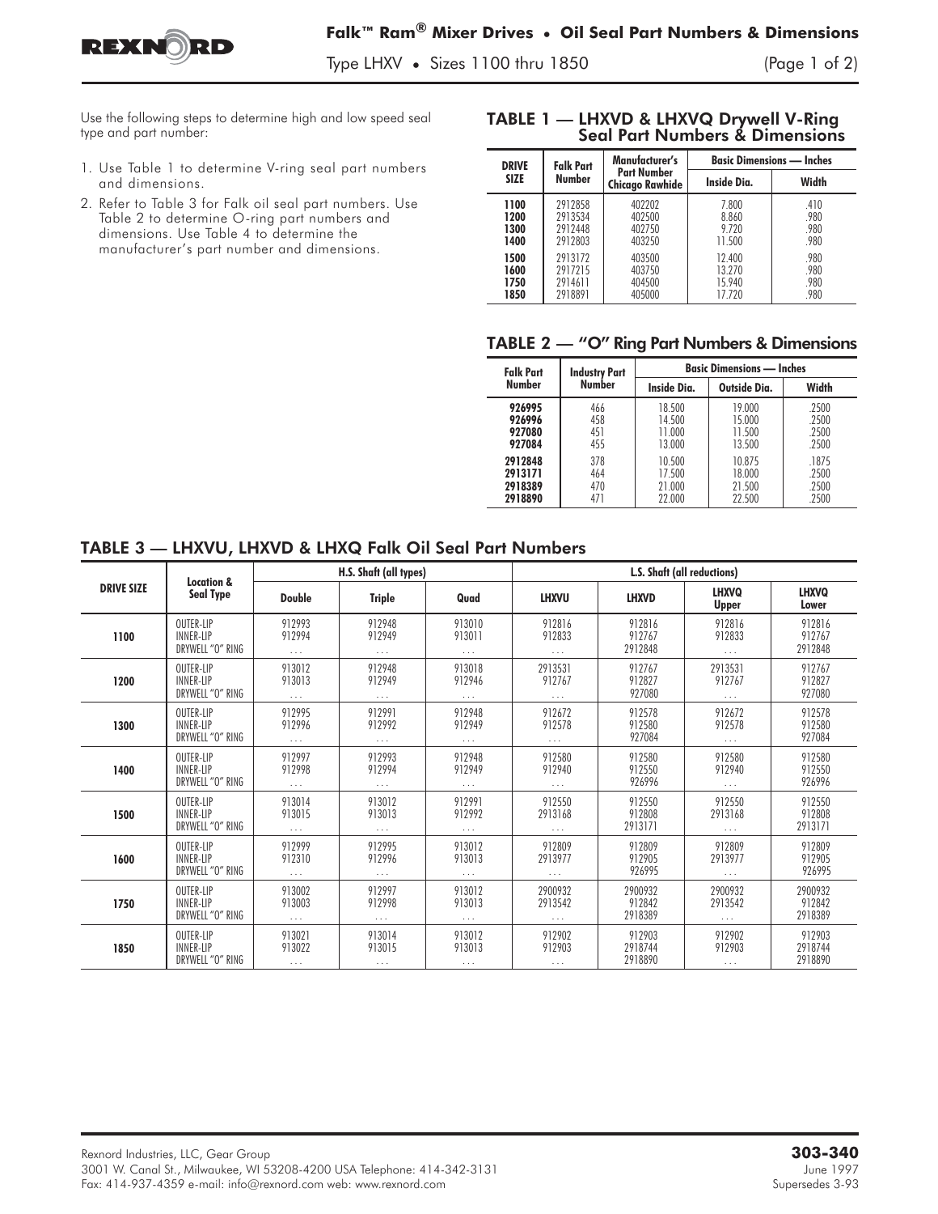# Falk™ Ram® Mixer Drives • Oil Seal Part Numbers & Dimensions

Type LHXV • Sizes 1100 thru 1850

Use the following steps to determine high and low speed seal type and part number:

1. Use Table 1 to determine V-ring seal part numbers and dimensions.
2. Refer to Table 3 for Falk oil seal part numbers. Use Table 2 to determine O-ring part numbers and dimensions. Use Table 4 to determine the manufacturer's part number and dimensions.

## TABLE 1 — LHXVD & LHXVQ Drywell V-Ring Seal Part Numbers & Dimensions

| DRIVE SIZE | Falk Part Number | Manufacturer's Part Number Chicago Rawhide | Basic Dimensions — Inches | |
|---|---|---|---|---|
| | | | Inside Dia. | Width |
| 1100 | 2912858 | 402202 | 7.800 | .410 |
| 1200 | 2913534 | 402500 | 8.860 | .980 |
| 1300 | 2912448 | 402750 | 9.720 | .980 |
| 1400 | 2912803 | 403250 | 11.500 | .980 |
| 1500 | 2913172 | 403500 | 12.400 | .980 |
| 1600 | 2917215 | 403750 | 13.270 | .980 |
| 1750 | 2914611 | 404500 | 15.940 | .980 |
| 1850 | 2918891 | 405000 | 17.720 | .980 |

## TABLE 2 — "O" Ring Part Numbers & Dimensions

| Falk Part Number | Industry Part Number | Basic Dimensions — Inches | | |
|---|---|---|---|---|
| | | Inside Dia. | Outside Dia. | Width |
| 926995 | 466 | 18.500 | 19.000 | .2500 |
| 926996 | 458 | 14.500 | 15.000 | .2500 |
| 927080 | 451 | 11.000 | 11.500 | .2500 |
| 927084 | 455 | 13.000 | 13.500 | .2500 |
| 2912848 | 378 | 10.500 | 10.875 | .1875 |
| 2913171 | 464 | 17.500 | 18.000 | .2500 |
| 2918389 | 470 | 21.000 | 21.500 | .2500 |
| 2918890 | 471 | 22.000 | 22.500 | .2500 |

## TABLE 3 — LHXVU, LHXVD & LHXQ Falk Oil Seal Part Numbers

| DRIVE SIZE | Location & Seal Type | H.S. Shaft (all types) | | | L.S. Shaft (all reductions) | | | |
|---|---|---|---|---|---|---|---|---|
| | | Double | Triple | Quad | LHXVU | LHXVD | LHXVQ Upper | LHXVQ Lower |
| 1100 | OUTER-LIP | 912993 | 912948 | 913010 | 912816 | 912816 | 912816 | 912816 |
| | INNER-LIP | 912994 | 912949 | 913011 | 912833 | 912767 | 912833 | 912767 |
| | DRYWELL "O" RING | ... | ... | ... | ... | 2912848 | ... | 2912848 |
| 1200 | OUTER-LIP | 913012 | 912948 | 913018 | 2913531 | 912767 | 2913531 | 912767 |
| | INNER-LIP | 913013 | 912949 | 912946 | 912767 | 912827 | 912767 | 912827 |
| | DRYWELL "O" RING | ... | ... | ... | ... | 927080 | ... | 927080 |
| 1300 | OUTER-LIP | 912995 | 912991 | 912948 | 912672 | 912578 | 912672 | 912578 |
| | INNER-LIP | 912996 | 912992 | 912949 | 912578 | 912580 | 912578 | 912580 |
| | DRYWELL "O" RING | ... | ... | ... | ... | 927084 | ... | 927084 |
| 1400 | OUTER-LIP | 912997 | 912993 | 912948 | 912580 | 912580 | 912580 | 912580 |
| | INNER-LIP | 912998 | 912994 | 912949 | 912940 | 912550 | 912940 | 912550 |
| | DRYWELL "O" RING | ... | ... | ... | ... | 926996 | ... | 926996 |
| 1500 | OUTER-LIP | 913014 | 913012 | 912991 | 912550 | 912550 | 912550 | 912550 |
| | INNER-LIP | 913015 | 913013 | 912992 | 2913168 | 912808 | 2913168 | 912808 |
| | DRYWELL "O" RING | ... | ... | ... | ... | 2913171 | ... | 2913171 |
| 1600 | OUTER-LIP | 912999 | 912995 | 913012 | 912809 | 912809 | 912809 | 912809 |
| | INNER-LIP | 912310 | 912996 | 913013 | 2913977 | 912905 | 2913977 | 912905 |
| | DRYWELL "O" RING | ... | ... | ... | ... | 926995 | ... | 926995 |
| 1750 | OUTER-LIP | 913002 | 912997 | 913012 | 2900932 | 2900932 | 2900932 | 2900932 |
| | INNER-LIP | 913003 | 912998 | 913013 | 2913542 | 912842 | 2913542 | 912842 |
| | DRYWELL "O" RING | ... | ... | ... | ... | 2918389 | ... | 2918389 |
| 1850 | OUTER-LIP | 913021 | 913014 | 913012 | 912902 | 912903 | 912902 | 912903 |
| | INNER-LIP | 913022 | 913015 | 913013 | 912903 | 2918744 | 912903 | 2918744 |
| | DRYWELL "O" RING | ... | ... | ... | ... | 2918890 | ... | 2918890 |

Rexnord Industries, LLC, Gear Group
3001 W. Canal St., Milwaukee, WI 53208-4200 USA Telephone: 414-342-3131
Fax: 414-937-4359 e-mail: info@rexnord.com web: www.rexnord.com

**303-340**
June 1997
Supersedes 3-93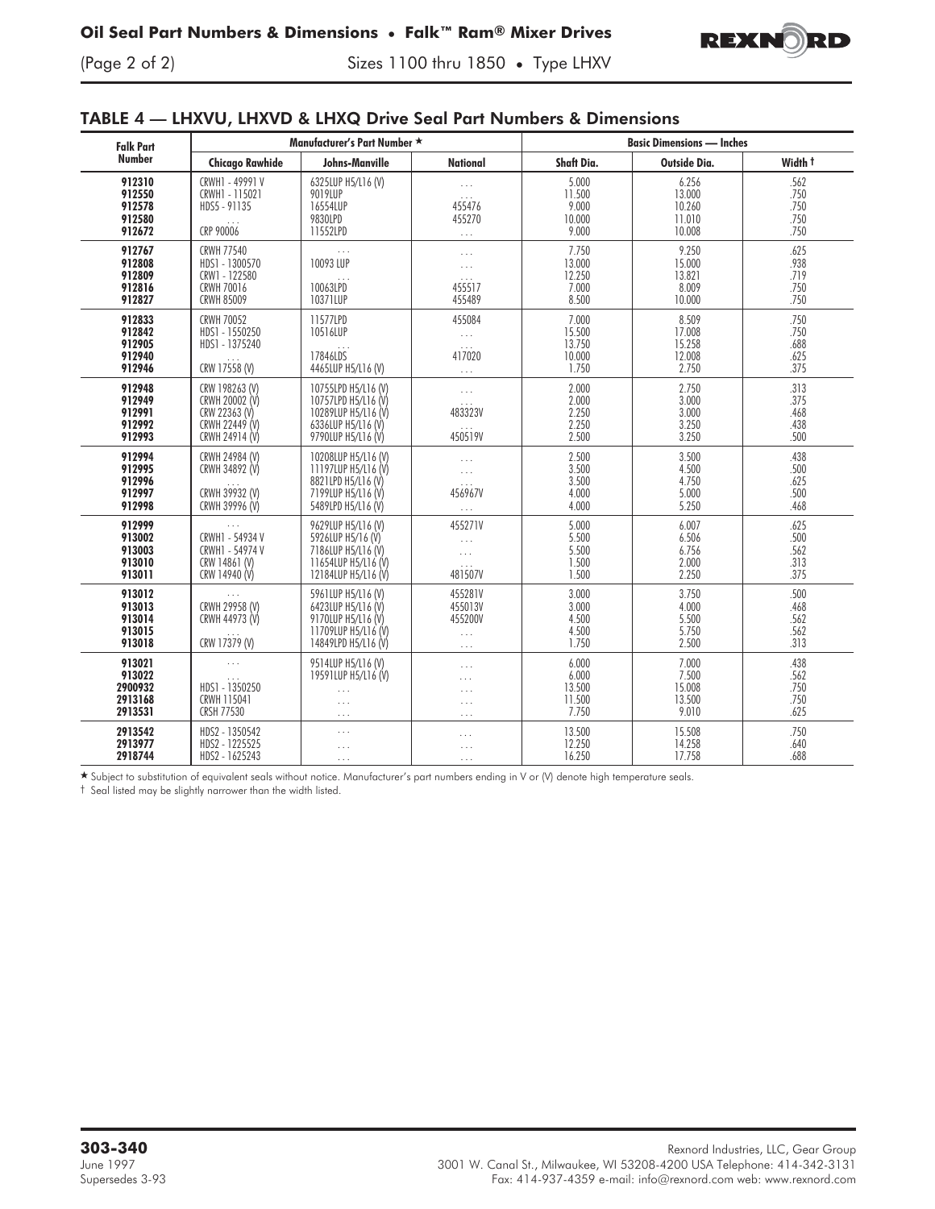## TABLE 4 — LHXVU, LHXVD & LHXQ Drive Seal Part Numbers & Dimensions

| Falk Part Number | Manufacturer's Part Number ★ | | | Basic Dimensions — Inches | | |
|---|---|---|---|---|---|---|
| | Chicago Rawhide | Johns-Manville | National | Shaft Dia. | Outside Dia. | Width † |
| 912310 | CRWH1 - 49991 V | 6325LUP H5/L16 (V) | . . . | 5.000 | 6.256 | .562 |
| 912550 | CRWH1 - 115021 | 9019LUP | . . . | 11.500 | 13.000 | .750 |
| 912578 | HDS5 - 91135 | 16554LUP | 455476 | 9.000 | 10.260 | .750 |
| 912580 | . . . | 9830LPD | 455270 | 10.000 | 11.010 | .750 |
| 912672 | CRP 90006 | 11552LPD | . . . | 9.000 | 10.008 | .750 |
| 912767 | CRWH 77540 | . . . | . . . | 7.750 | 9.250 | .625 |
| 912808 | HDS1 - 1300570 | 10093 LUP | . . . | 13.000 | 15.000 | .938 |
| 912809 | CRW1 - 122580 | . . . | . . . | 12.250 | 13.821 | .719 |
| 912816 | CRWH 70016 | 10063LPD | 455517 | 7.000 | 8.009 | .750 |
| 912827 | CRWH 85009 | 10371LUP | 455489 | 8.500 | 10.000 | .750 |
| 912833 | CRWH 70052 | 11577LPD | 455084 | 7.000 | 8.509 | .750 |
| 912842 | HDS1 - 1550250 | 10516LUP | . . . | 15.500 | 17.008 | .750 |
| 912905 | HDS1 - 1375240 | . . . | . . . | 13.750 | 15.258 | .688 |
| 912940 | . . . | 17846LDS | 417020 | 10.000 | 12.008 | .625 |
| 912946 | CRW 17558 (V) | 4465LUP H5/L16 (V) | . . . | 1.750 | 2.750 | .375 |
| 912948 | CRW 198263 (V) | 10755LPD H5/L16 (V) | . . . | 2.000 | 2.750 | .313 |
| 912949 | CRWH 20002 (V) | 10757LPD H5/L16 (V) | . . . | 2.000 | 3.000 | .375 |
| 912991 | CRW 22363 (V) | 10289LUP H5/L16 (V) | 483323V | 2.250 | 3.000 | .468 |
| 912992 | CRWH 22449 (V) | 6336LUP H5/L16 (V) | . . . | 2.250 | 3.250 | .438 |
| 912993 | CRWH 24914 (V) | 9790LUP H5/L16 (V) | 450519V | 2.500 | 3.250 | .500 |
| 912994 | CRWH 24984 (V) | 10208LUP H5/L16 (V) | . . . | 2.500 | 3.500 | .438 |
| 912995 | CRWH 34892 (V) | 11197LUP H5/L16 (V) | . . . | 3.500 | 4.500 | .500 |
| 912996 | . . . | 8821LPD H5/L16 (V) | . . . | 3.500 | 4.750 | .625 |
| 912997 | CRWH 39932 (V) | 7199LUP H5/L16 (V) | 456967V | 4.000 | 5.000 | .500 |
| 912998 | CRWH 39996 (V) | 5489LPD H5/L16 (V) | . . . | 4.000 | 5.250 | .468 |
| 912999 | . . . | 9629LUP H5/L16 (V) | 455271V | 5.000 | 6.007 | .625 |
| 913002 | CRWH1 - 54934 V | 5926LUP H5/16 (V) | . . . | 5.500 | 6.506 | .500 |
| 913003 | CRWH1 - 54974 V | 7186LUP H5/L16 (V) | . . . | 5.500 | 6.756 | .562 |
| 913010 | CRW 14861 (V) | 11654LUP H5/L16 (V) | . . . | 1.500 | 2.000 | .313 |
| 913011 | CRW 14940 (V) | 12184LUP H5/L16 (V) | 481507V | 1.500 | 2.250 | .375 |
| 913012 | . . . | 5961LUP H5/L16 (V) | 455281V | 3.000 | 3.750 | .500 |
| 913013 | CRWH 29958 (V) | 6423LUP H5/L16 (V) | 455013V | 3.000 | 4.000 | .468 |
| 913014 | CRWH 44973 (V) | 9170LUP H5/L16 (V) | 455200V | 4.500 | 5.500 | .562 |
| 913015 | . . . | 11709LUP H5/L16 (V) | . . . | 4.500 | 5.750 | .562 |
| 913018 | CRW 17379 (V) | 14849LPD H5/L16 (V) | . . . | 1.750 | 2.500 | .313 |
| 913021 | . . . | 9514LUP H5/L16 (V) | . . . | 6.000 | 7.000 | .438 |
| 913022 | . . . | 19591LUP H5/L16 (V) | . . . | 6.000 | 7.500 | .562 |
| 2900932 | HDS1 - 1350250 | . . . | . . . | 13.500 | 15.008 | .750 |
| 2913168 | CRWH 115041 | . . . | . . . | 11.500 | 13.500 | .750 |
| 2913531 | CRSH 77530 | . . . | . . . | 7.750 | 9.010 | .625 |
| 2913542 | HDS2 - 1350542 | . . . | . . . | 13.500 | 15.508 | .750 |
| 2913977 | HDS2 - 1225525 | . . . | . . . | 12.250 | 14.258 | .640 |
| 2918744 | HDS2 - 1625243 | . . . | . . . | 16.250 | 17.758 | .688 |

★ Subject to substitution of equivalent seals without notice. Manufacturer's part numbers ending in V or (V) denote high temperature seals.

† Seal listed may be slightly narrower than the width listed.

**303-340**
June 1997
Supersedes 3-93

Rexnord Industries, LLC, Gear Group
3001 W. Canal St., Milwaukee, WI 53208-4200 USA Telephone: 414-342-3131
Fax: 414-937-4359 e-mail: info@rexnord.com web: www.rexnord.com